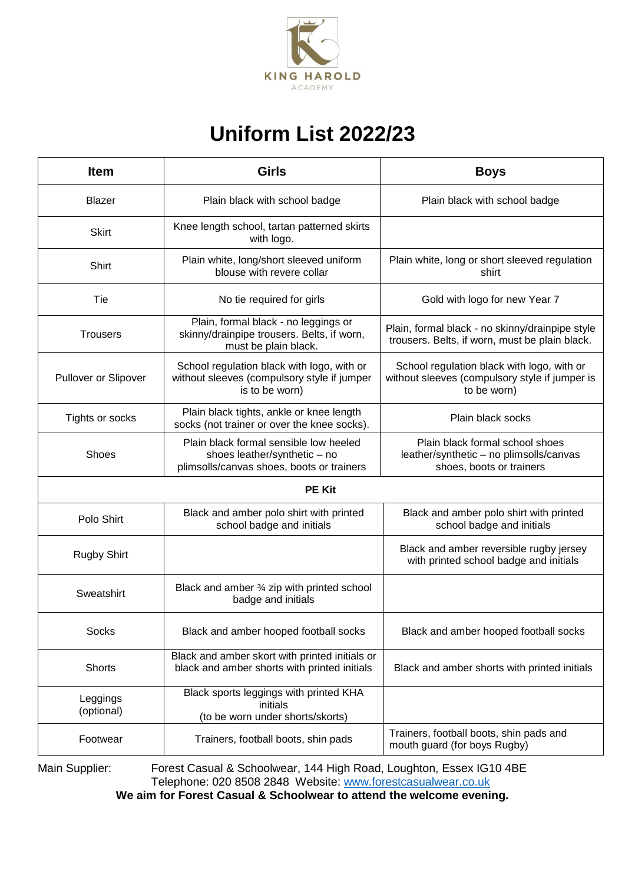KING HAROLD
ACADEMY

# Uniform List 2022/23

| Item | Girls | Boys |
|---|---|---|
| Blazer | Plain black with school badge | Plain black with school badge |
| Skirt | Knee length school, tartan patterned skirts with logo. | |
| Shirt | Plain white, long/short sleeved uniform blouse with revere collar | Plain white, long or short sleeved regulation shirt |
| Tie | No tie required for girls | Gold with logo for new Year 7 |
| Trousers | Plain, formal black - no leggings or skinny/drainpipe trousers. Belts, if worn, must be plain black. | Plain, formal black - no skinny/drainpipe style trousers. Belts, if worn, must be plain black. |
| Pullover or Slipover | School regulation black with logo, with or without sleeves (compulsory style if jumper is to be worn) | School regulation black with logo, with or without sleeves (compulsory style if jumper is to be worn) |
| Tights or socks | Plain black tights, ankle or knee length socks (not trainer or over the knee socks). | Plain black socks |
| Shoes | Plain black formal sensible low heeled shoes leather/synthetic – no plimsolls/canvas shoes, boots or trainers | Plain black formal school shoes leather/synthetic – no plimsolls/canvas shoes, boots or trainers |
| **PE Kit** | | |
| Polo Shirt | Black and amber polo shirt with printed school badge and initials | Black and amber polo shirt with printed school badge and initials |
| Rugby Shirt | | Black and amber reversible rugby jersey with printed school badge and initials |
| Sweatshirt | Black and amber ¾ zip with printed school badge and initials | |
| Socks | Black and amber hooped football socks | Black and amber hooped football socks |
| Shorts | Black and amber skort with printed initials or black and amber shorts with printed initials | Black and amber shorts with printed initials |
| Leggings (optional) | Black sports leggings with printed KHA initials (to be worn under shorts/skorts) | |
| Footwear | Trainers, football boots, shin pads | Trainers, football boots, shin pads and mouth guard (for boys Rugby) |

Main Supplier: Forest Casual & Schoolwear, 144 High Road, Loughton, Essex IG10 4BE
Telephone: 020 8508 2848 Website: www.forestcasualwear.co.uk

**We aim for Forest Casual & Schoolwear to attend the welcome evening.**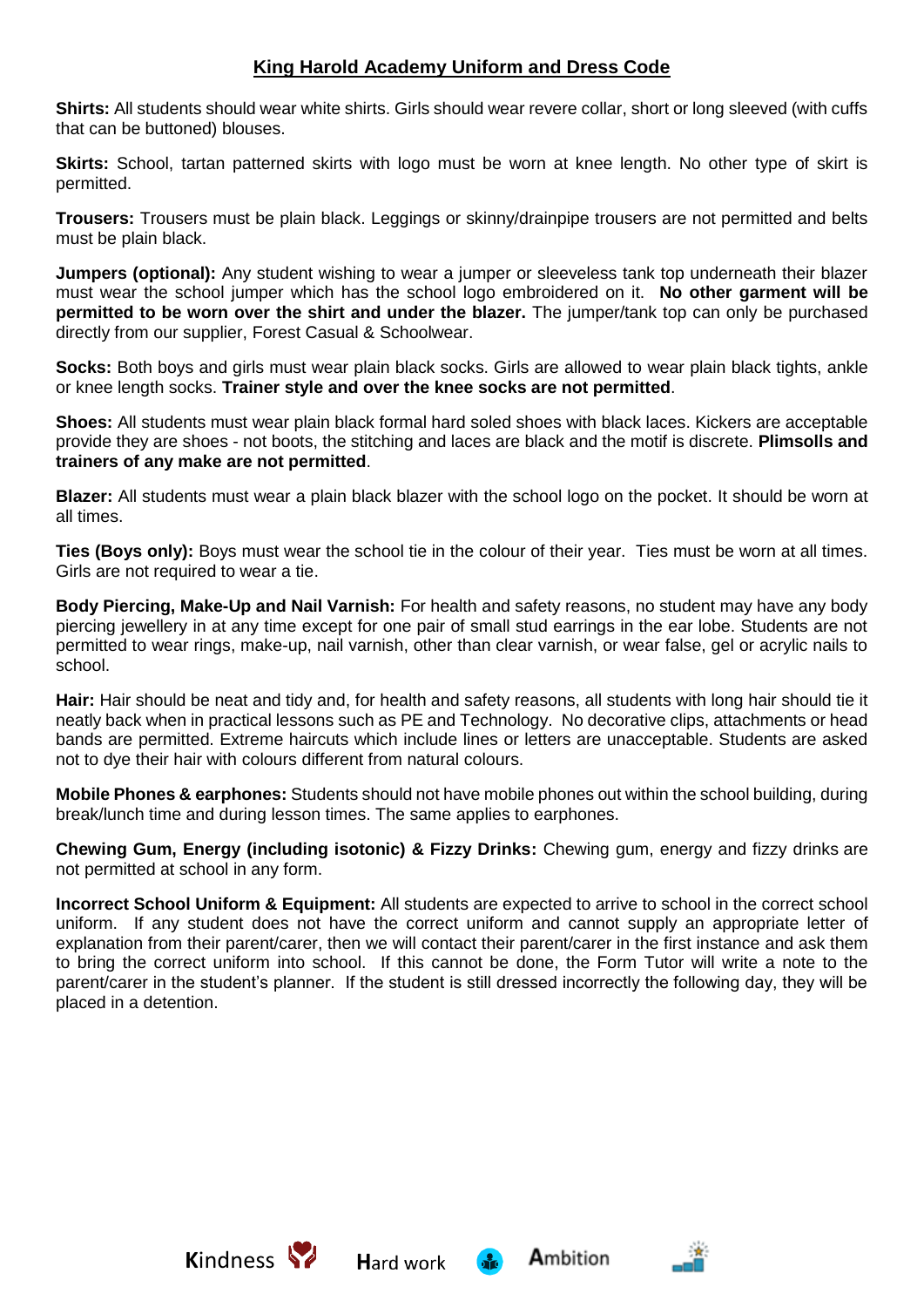## King Harold Academy Uniform and Dress Code

**Shirts:** All students should wear white shirts. Girls should wear revere collar, short or long sleeved (with cuffs that can be buttoned) blouses.

**Skirts:** School, tartan patterned skirts with logo must be worn at knee length. No other type of skirt is permitted.

**Trousers:** Trousers must be plain black. Leggings or skinny/drainpipe trousers are not permitted and belts must be plain black.

**Jumpers (optional):** Any student wishing to wear a jumper or sleeveless tank top underneath their blazer must wear the school jumper which has the school logo embroidered on it. **No other garment will be permitted to be worn over the shirt and under the blazer.** The jumper/tank top can only be purchased directly from our supplier, Forest Casual & Schoolwear.

**Socks:** Both boys and girls must wear plain black socks. Girls are allowed to wear plain black tights, ankle or knee length socks. **Trainer style and over the knee socks are not permitted**.

**Shoes:** All students must wear plain black formal hard soled shoes with black laces. Kickers are acceptable provide they are shoes - not boots, the stitching and laces are black and the motif is discrete. **Plimsolls and trainers of any make are not permitted**.

**Blazer:** All students must wear a plain black blazer with the school logo on the pocket. It should be worn at all times.

**Ties (Boys only):** Boys must wear the school tie in the colour of their year. Ties must be worn at all times. Girls are not required to wear a tie.

**Body Piercing, Make-Up and Nail Varnish:** For health and safety reasons, no student may have any body piercing jewellery in at any time except for one pair of small stud earrings in the ear lobe. Students are not permitted to wear rings, make-up, nail varnish, other than clear varnish, or wear false, gel or acrylic nails to school.

**Hair:** Hair should be neat and tidy and, for health and safety reasons, all students with long hair should tie it neatly back when in practical lessons such as PE and Technology. No decorative clips, attachments or head bands are permitted. Extreme haircuts which include lines or letters are unacceptable. Students are asked not to dye their hair with colours different from natural colours.

**Mobile Phones & earphones:** Students should not have mobile phones out within the school building, during break/lunch time and during lesson times. The same applies to earphones.

**Chewing Gum, Energy (including isotonic) & Fizzy Drinks:** Chewing gum, energy and fizzy drinks are not permitted at school in any form.

**Incorrect School Uniform & Equipment:** All students are expected to arrive to school in the correct school uniform. If any student does not have the correct uniform and cannot supply an appropriate letter of explanation from their parent/carer, then we will contact their parent/carer in the first instance and ask them to bring the correct uniform into school. If this cannot be done, the Form Tutor will write a note to the parent/carer in the student's planner. If the student is still dressed incorrectly the following day, they will be placed in a detention.

Kindness Hard work Ambition